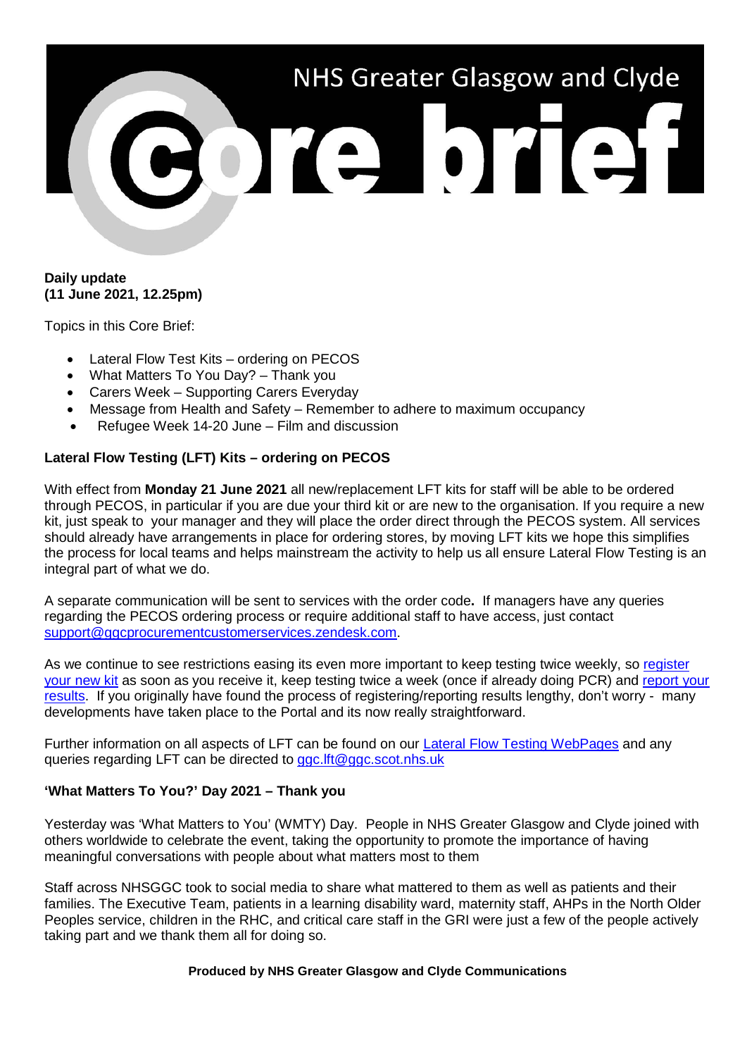# NHS Greater Glasgow and Clyde

# Core brief

**Daily update**
**(11 June 2021, 12.25pm)**

Topics in this Core Brief:

- Lateral Flow Test Kits – ordering on PECOS
- What Matters To You Day? – Thank you
- Carers Week – Supporting Carers Everyday
- Message from Health and Safety – Remember to adhere to maximum occupancy
- Refugee Week 14-20 June – Film and discussion

**Lateral Flow Testing (LFT) Kits – ordering on PECOS**

With effect from **Monday 21 June 2021** all new/replacement LFT kits for staff will be able to be ordered through PECOS, in particular if you are due your third kit or are new to the organisation. If you require a new kit, just speak to your manager and they will place the order direct through the PECOS system. All services should already have arrangements in place for ordering stores, by moving LFT kits we hope this simplifies the process for local teams and helps mainstream the activity to help us all ensure Lateral Flow Testing is an integral part of what we do.

A separate communication will be sent to services with the order code**.** If managers have any queries regarding the PECOS ordering process or require additional staff to have access, just contact support@ggcprocurementcustomerservices.zendesk.com.

As we continue to see restrictions easing its even more important to keep testing twice weekly, so register your new kit as soon as you receive it, keep testing twice a week (once if already doing PCR) and report your results. If you originally have found the process of registering/reporting results lengthy, don't worry - many developments have taken place to the Portal and its now really straightforward.

Further information on all aspects of LFT can be found on our Lateral Flow Testing WebPages and any queries regarding LFT can be directed to ggc.lft@ggc.scot.nhs.uk

**'What Matters To You?' Day 2021 – Thank you**

Yesterday was 'What Matters to You' (WMTY) Day. People in NHS Greater Glasgow and Clyde joined with others worldwide to celebrate the event, taking the opportunity to promote the importance of having meaningful conversations with people about what matters most to them

Staff across NHSGGC took to social media to share what mattered to them as well as patients and their families. The Executive Team, patients in a learning disability ward, maternity staff, AHPs in the North Older Peoples service, children in the RHC, and critical care staff in the GRI were just a few of the people actively taking part and we thank them all for doing so.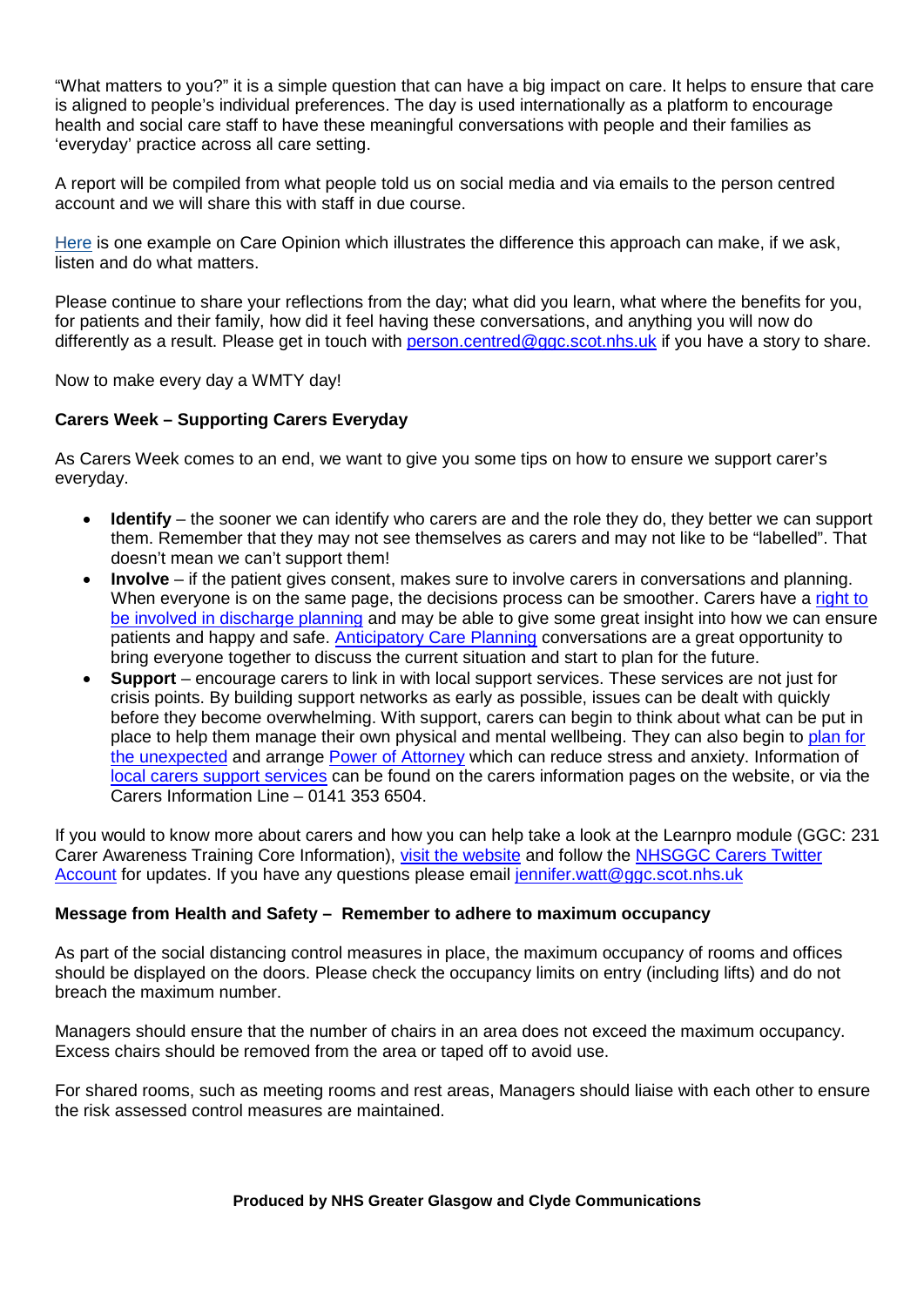"What matters to you?" it is a simple question that can have a big impact on care. It helps to ensure that care is aligned to people's individual preferences. The day is used internationally as a platform to encourage health and social care staff to have these meaningful conversations with people and their families as 'everyday' practice across all care setting.

A report will be compiled from what people told us on social media and via emails to the person centred account and we will share this with staff in due course.

Here is one example on Care Opinion which illustrates the difference this approach can make, if we ask, listen and do what matters.

Please continue to share your reflections from the day; what did you learn, what where the benefits for you, for patients and their family, how did it feel having these conversations, and anything you will now do differently as a result. Please get in touch with person.centred@ggc.scot.nhs.uk if you have a story to share.

Now to make every day a WMTY day!

**Carers Week – Supporting Carers Everyday**

As Carers Week comes to an end, we want to give you some tips on how to ensure we support carer's everyday.

- **Identify** – the sooner we can identify who carers are and the role they do, they better we can support them. Remember that they may not see themselves as carers and may not like to be "labelled". That doesn't mean we can't support them!
- **Involve** – if the patient gives consent, makes sure to involve carers in conversations and planning. When everyone is on the same page, the decisions process can be smoother. Carers have a right to be involved in discharge planning and may be able to give some great insight into how we can ensure patients and happy and safe. Anticipatory Care Planning conversations are a great opportunity to bring everyone together to discuss the current situation and start to plan for the future.
- **Support** – encourage carers to link in with local support services. These services are not just for crisis points. By building support networks as early as possible, issues can be dealt with quickly before they become overwhelming. With support, carers can begin to think about what can be put in place to help them manage their own physical and mental wellbeing. They can also begin to plan for the unexpected and arrange Power of Attorney which can reduce stress and anxiety. Information of local carers support services can be found on the carers information pages on the website, or via the Carers Information Line – 0141 353 6504.

If you would to know more about carers and how you can help take a look at the Learnpro module (GGC: 231 Carer Awareness Training Core Information), visit the website and follow the NHSGGC Carers Twitter Account for updates. If you have any questions please email jennifer.watt@ggc.scot.nhs.uk

**Message from Health and Safety – Remember to adhere to maximum occupancy**

As part of the social distancing control measures in place, the maximum occupancy of rooms and offices should be displayed on the doors. Please check the occupancy limits on entry (including lifts) and do not breach the maximum number.

Managers should ensure that the number of chairs in an area does not exceed the maximum occupancy. Excess chairs should be removed from the area or taped off to avoid use.

For shared rooms, such as meeting rooms and rest areas, Managers should liaise with each other to ensure the risk assessed control measures are maintained.

**Produced by NHS Greater Glasgow and Clyde Communications**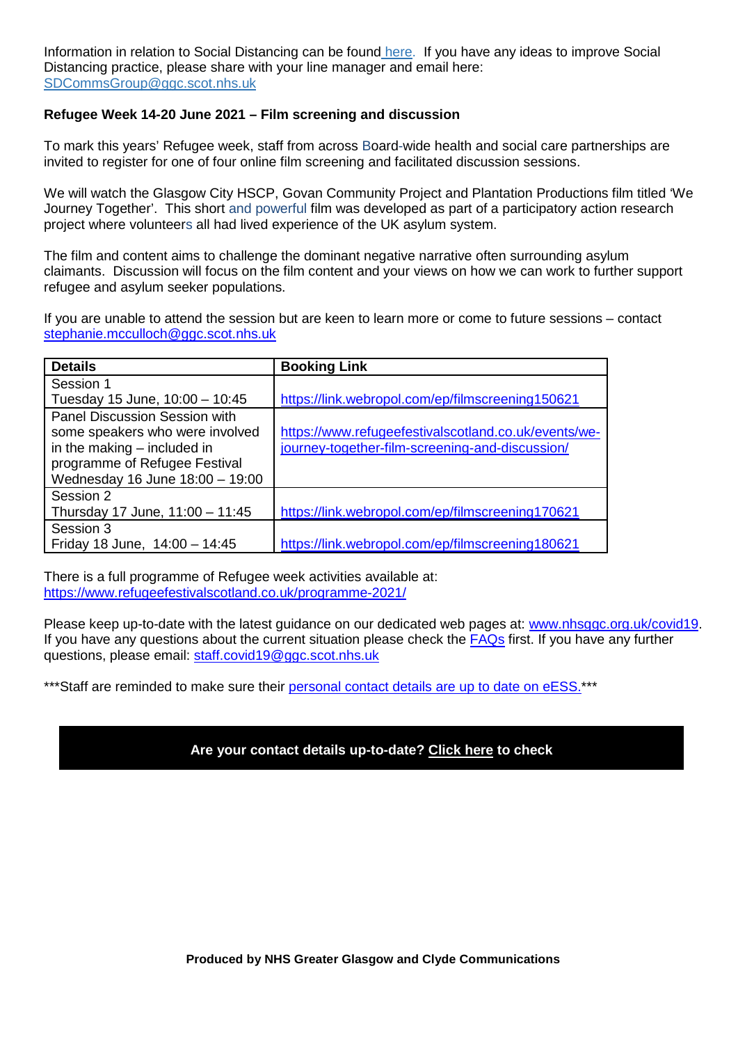Information in relation to Social Distancing can be found here. If you have any ideas to improve Social Distancing practice, please share with your line manager and email here: SDCommsGroup@ggc.scot.nhs.uk

**Refugee Week 14-20 June 2021 – Film screening and discussion**

To mark this years' Refugee week, staff from across Board-wide health and social care partnerships are invited to register for one of four online film screening and facilitated discussion sessions.

We will watch the Glasgow City HSCP, Govan Community Project and Plantation Productions film titled 'We Journey Together'. This short and powerful film was developed as part of a participatory action research project where volunteers all had lived experience of the UK asylum system.

The film and content aims to challenge the dominant negative narrative often surrounding asylum claimants. Discussion will focus on the film content and your views on how we can work to further support refugee and asylum seeker populations.

If you are unable to attend the session but are keen to learn more or come to future sessions – contact stephanie.mcculloch@ggc.scot.nhs.uk

| Details | Booking Link |
|---|---|
| Session 1<br>Tuesday 15 June, 10:00 – 10:45 | https://link.webropol.com/ep/filmscreening150621 |
| Panel Discussion Session with some speakers who were involved in the making – included in programme of Refugee Festival<br>Wednesday 16 June 18:00 – 19:00 | https://www.refugeefestivalscotland.co.uk/events/we-journey-together-film-screening-and-discussion/ |
| Session 2<br>Thursday 17 June, 11:00 – 11:45 | https://link.webropol.com/ep/filmscreening170621 |
| Session 3<br>Friday 18 June, 14:00 – 14:45 | https://link.webropol.com/ep/filmscreening180621 |

There is a full programme of Refugee week activities available at: https://www.refugeefestivalscotland.co.uk/programme-2021/

Please keep up-to-date with the latest guidance on our dedicated web pages at: www.nhsggc.org.uk/covid19. If you have any questions about the current situation please check the FAQs first. If you have any further questions, please email: staff.covid19@ggc.scot.nhs.uk

***Staff are reminded to make sure their personal contact details are up to date on eESS.***

**Are your contact details up-to-date? Click here to check**

**Produced by NHS Greater Glasgow and Clyde Communications**